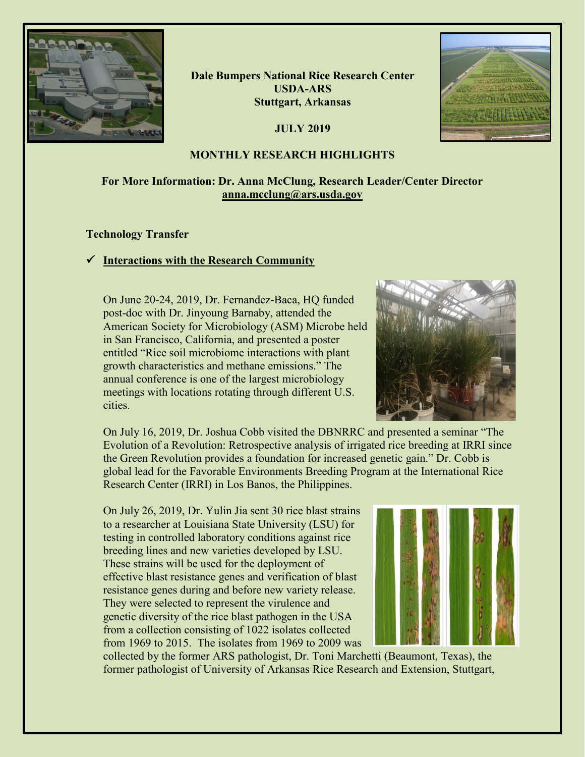**Dale Bumpers National Rice Research Center**
**USDA-ARS**
**Stuttgart, Arkansas**

**JULY 2019**

**MONTHLY RESEARCH HIGHLIGHTS**

**For More Information: Dr. Anna McClung, Research Leader/Center Director**
**anna.mcclung@ars.usda.gov**

## Technology Transfer

### ✓ Interactions with the Research Community

On June 20-24, 2019, Dr. Fernandez-Baca, HQ funded post-doc with Dr. Jinyoung Barnaby, attended the American Society for Microbiology (ASM) Microbe held in San Francisco, California, and presented a poster entitled "Rice soil microbiome interactions with plant growth characteristics and methane emissions." The annual conference is one of the largest microbiology meetings with locations rotating through different U.S. cities.

On July 16, 2019, Dr. Joshua Cobb visited the DBNRRC and presented a seminar "The Evolution of a Revolution: Retrospective analysis of irrigated rice breeding at IRRI since the Green Revolution provides a foundation for increased genetic gain." Dr. Cobb is global lead for the Favorable Environments Breeding Program at the International Rice Research Center (IRRI) in Los Banos, the Philippines.

On July 26, 2019, Dr. Yulin Jia sent 30 rice blast strains to a researcher at Louisiana State University (LSU) for testing in controlled laboratory conditions against rice breeding lines and new varieties developed by LSU. These strains will be used for the deployment of effective blast resistance genes and verification of blast resistance genes during and before new variety release. They were selected to represent the virulence and genetic diversity of the rice blast pathogen in the USA from a collection consisting of 1022 isolates collected from 1969 to 2015. The isolates from 1969 to 2009 was collected by the former ARS pathologist, Dr. Toni Marchetti (Beaumont, Texas), the former pathologist of University of Arkansas Rice Research and Extension, Stuttgart,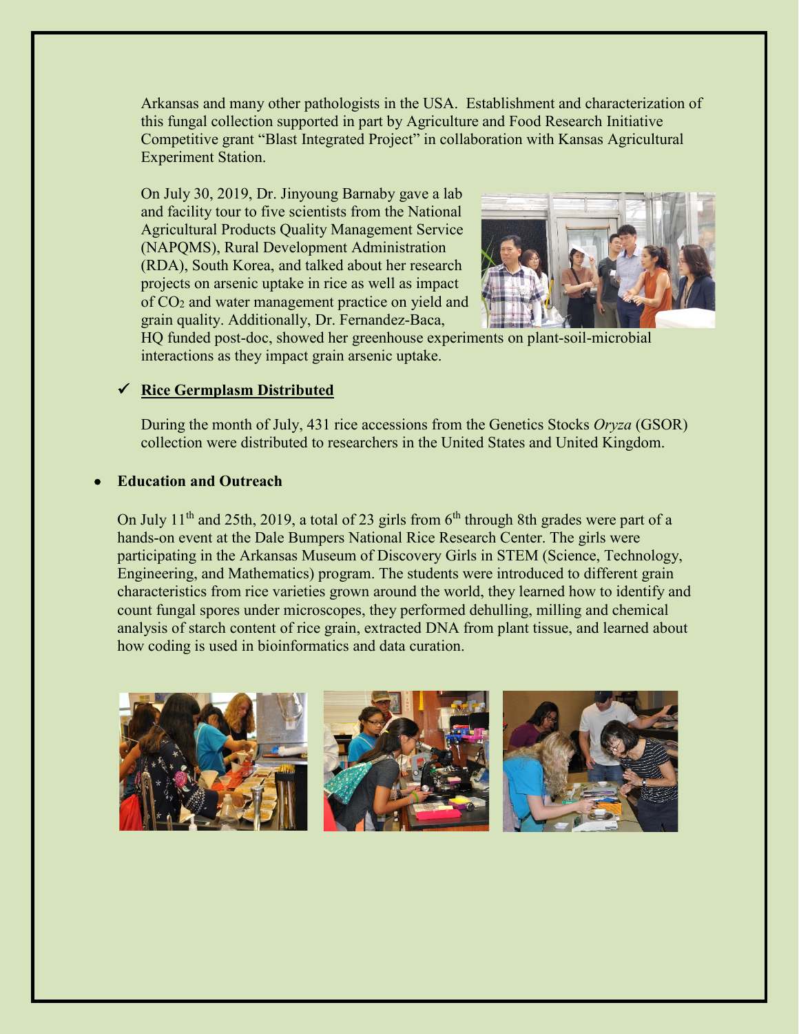Arkansas and many other pathologists in the USA. Establishment and characterization of this fungal collection supported in part by Agriculture and Food Research Initiative Competitive grant "Blast Integrated Project" in collaboration with Kansas Agricultural Experiment Station.

On July 30, 2019, Dr. Jinyoung Barnaby gave a lab and facility tour to five scientists from the National Agricultural Products Quality Management Service (NAPQMS), Rural Development Administration (RDA), South Korea, and talked about her research projects on arsenic uptake in rice as well as impact of $CO_2$ and water management practice on yield and grain quality. Additionally, Dr. Fernandez-Baca, HQ funded post-doc, showed her greenhouse experiments on plant-soil-microbial interactions as they impact grain arsenic uptake.

✓ **Rice Germplasm Distributed**

During the month of July, 431 rice accessions from the Genetics Stocks *Oryza* (GSOR) collection were distributed to researchers in the United States and United Kingdom.

- **Education and Outreach**

On July 11th and 25th, 2019, a total of 23 girls from 6th through 8th grades were part of a hands-on event at the Dale Bumpers National Rice Research Center. The girls were participating in the Arkansas Museum of Discovery Girls in STEM (Science, Technology, Engineering, and Mathematics) program. The students were introduced to different grain characteristics from rice varieties grown around the world, they learned how to identify and count fungal spores under microscopes, they performed dehulling, milling and chemical analysis of starch content of rice grain, extracted DNA from plant tissue, and learned about how coding is used in bioinformatics and data curation.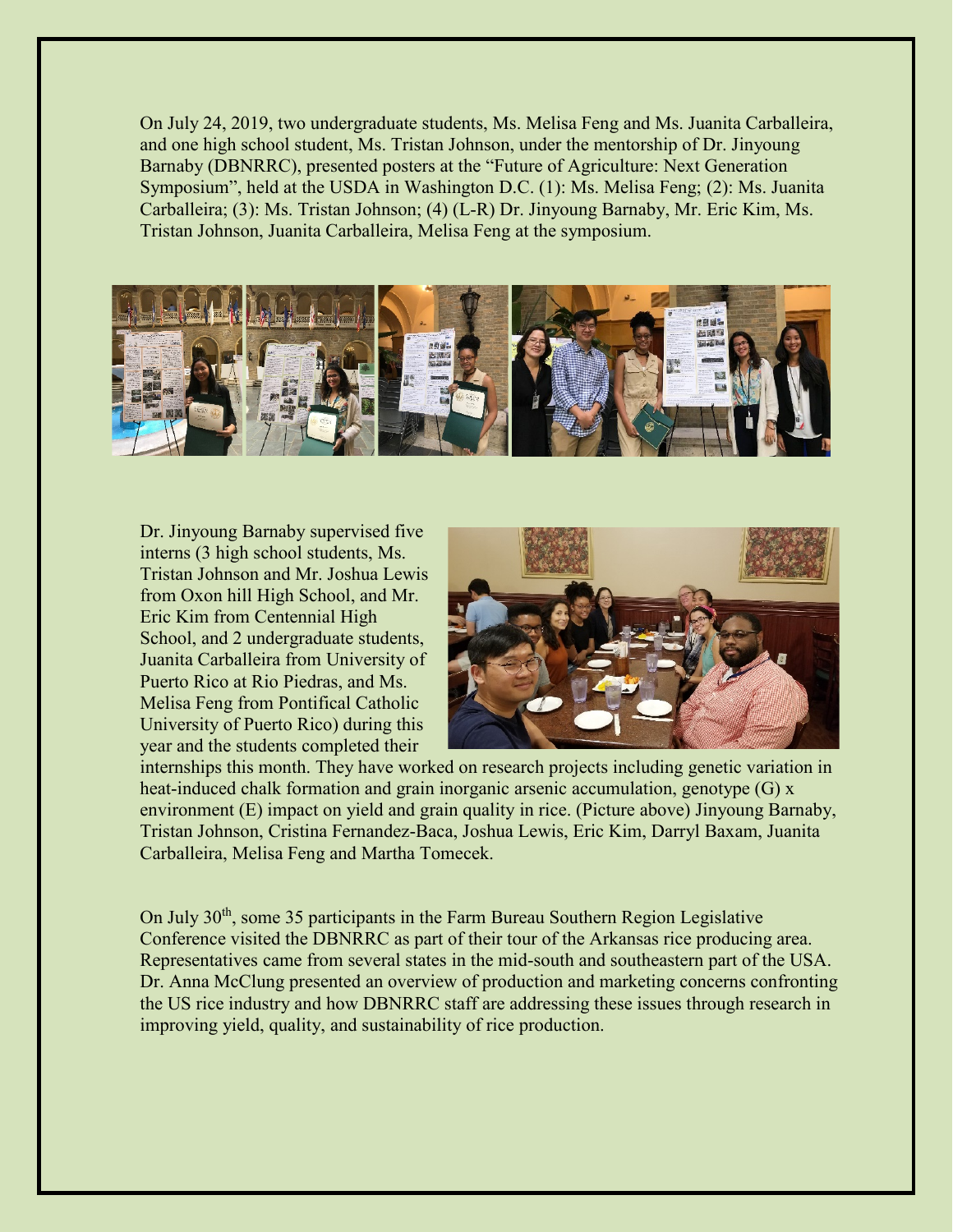On July 24, 2019, two undergraduate students, Ms. Melisa Feng and Ms. Juanita Carballeira, and one high school student, Ms. Tristan Johnson, under the mentorship of Dr. Jinyoung Barnaby (DBNRRC), presented posters at the "Future of Agriculture: Next Generation Symposium", held at the USDA in Washington D.C. (1): Ms. Melisa Feng; (2): Ms. Juanita Carballeira; (3): Ms. Tristan Johnson; (4) (L-R) Dr. Jinyoung Barnaby, Mr. Eric Kim, Ms. Tristan Johnson, Juanita Carballeira, Melisa Feng at the symposium.

Dr. Jinyoung Barnaby supervised five interns (3 high school students, Ms. Tristan Johnson and Mr. Joshua Lewis from Oxon hill High School, and Mr. Eric Kim from Centennial High School, and 2 undergraduate students, Juanita Carballeira from University of Puerto Rico at Rio Piedras, and Ms. Melisa Feng from Pontifical Catholic University of Puerto Rico) during this year and the students completed their internships this month. They have worked on research projects including genetic variation in heat-induced chalk formation and grain inorganic arsenic accumulation, genotype (G) x environment (E) impact on yield and grain quality in rice. (Picture above) Jinyoung Barnaby, Tristan Johnson, Cristina Fernandez-Baca, Joshua Lewis, Eric Kim, Darryl Baxam, Juanita Carballeira, Melisa Feng and Martha Tomecek.

On July 30th, some 35 participants in the Farm Bureau Southern Region Legislative Conference visited the DBNRRC as part of their tour of the Arkansas rice producing area. Representatives came from several states in the mid-south and southeastern part of the USA. Dr. Anna McClung presented an overview of production and marketing concerns confronting the US rice industry and how DBNRRC staff are addressing these issues through research in improving yield, quality, and sustainability of rice production.